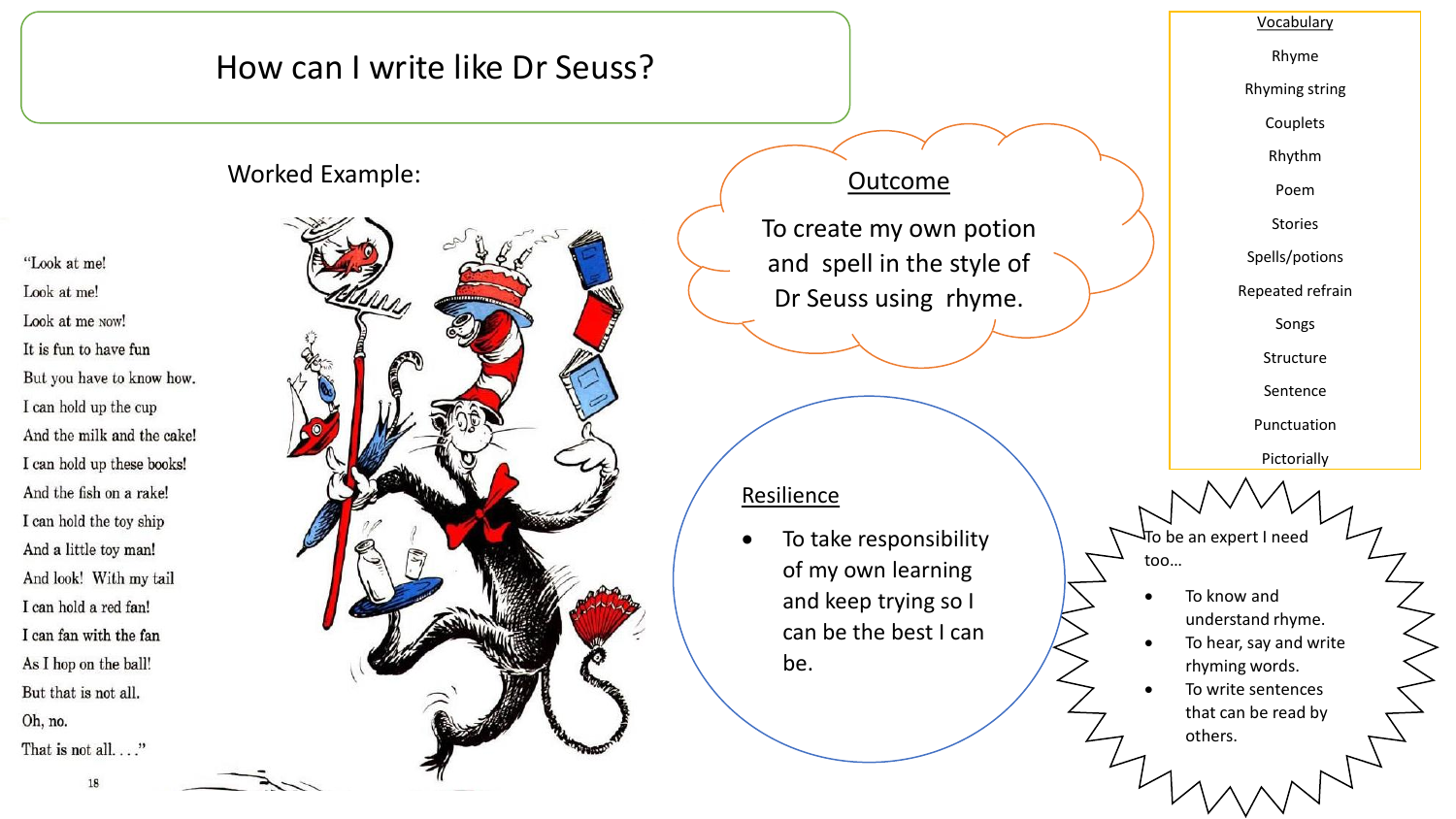# How can I write like Dr Seuss?

## Worked Example:

"Look at me!
Look at me!
Look at me NOW!
It is fun to have fun
But you have to know how.
I can hold up the cup
And the milk and the cake!
I can hold up these books!
And the fish on a rake!
I can hold the toy ship
And a little toy man!
And look! With my tail
I can hold a red fan!
I can fan with the fan
As I hop on the ball!
But that is not all.
Oh, no.
That is not all. . . ."

18

## Outcome

To create my own potion and spell in the style of Dr Seuss using rhyme.

## Resilience

- To take responsibility of my own learning and keep trying so I can be the best I can be.

## Vocabulary

Rhyme
Rhyming string
Couplets
Rhythm
Poem
Stories
Spells/potions
Repeated refrain
Songs
Structure
Sentence
Punctuation
Pictorially

To be an expert I need too…

- To know and understand rhyme.
- To hear, say and write rhyming words.
- To write sentences that can be read by others.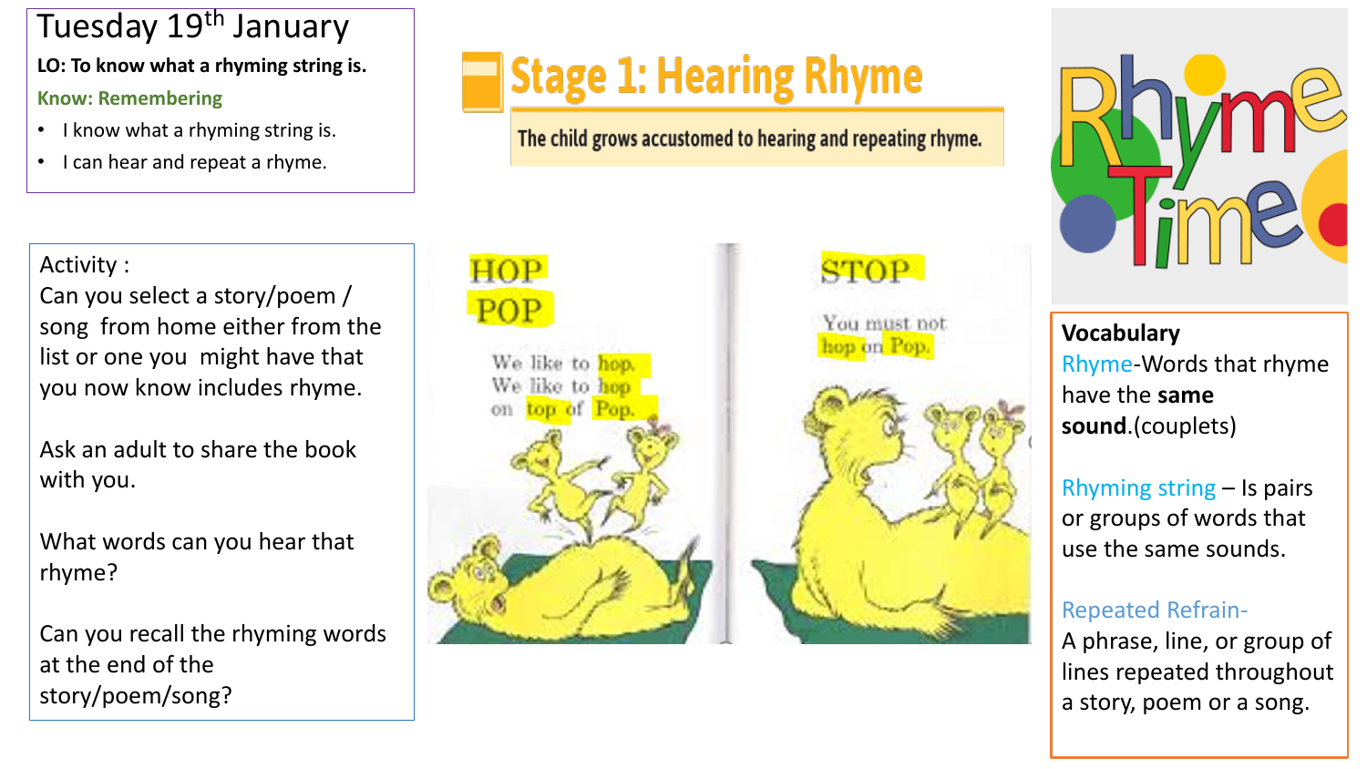# Tuesday 19th January

**LO: To know what a rhyming string is.**

**Know: Remembering**

- I know what a rhyming string is.
- I can hear and repeat a rhyme.

## Stage 1: Hearing Rhyme

The child grows accustomed to hearing and repeating rhyme.

Activity :
Can you select a story/poem / song from home either from the list or one you might have that you now know includes rhyme.

Ask an adult to share the book with you.

What words can you hear that rhyme?

Can you recall the rhyming words at the end of the story/poem/song?

HOP
POP

We like to hop.
We like to hop
on top of Pop.

STOP

You must not
hop on Pop.

Rhyme Time

**Vocabulary**

Rhyme-Words that rhyme have the **same sound**.(couplets)

Rhyming string – Is pairs or groups of words that use the same sounds.

Repeated Refrain-
A phrase, line, or group of lines repeated throughout a story, poem or a song.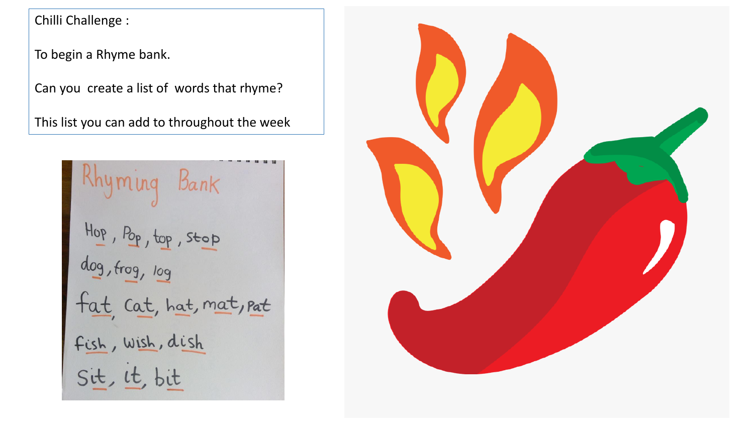Chilli Challenge :

To begin a Rhyme bank.

Can you create a list of words that rhyme?

This list you can add to throughout the week

Rhyming Bank

Hop, Pop, top, stop

dog, frog, log

fat, Cat, hat, mat, Pat

fish, wish, dish

Sit, it, bit